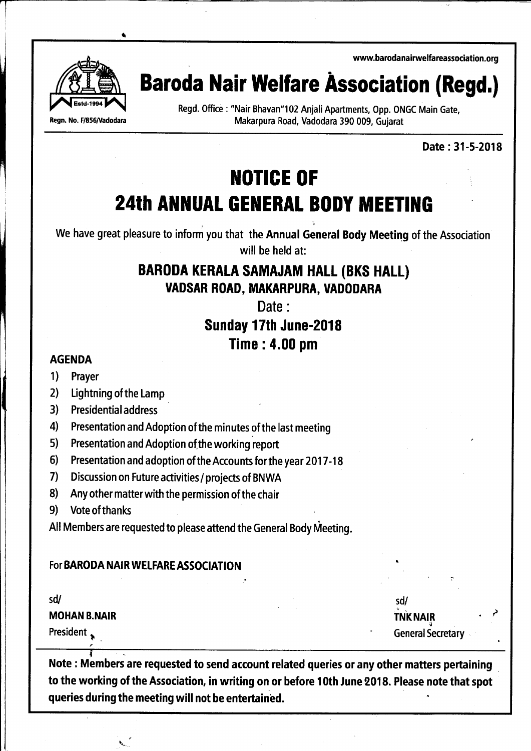www.barodanairwelfareassociation.org

# Baroda Nair Welfare Association (Regd.)

Estd-1994

Regn. No. F/856/Vadodara

Regd. Office : "Nair Bhavan"102 Anjali Apartments, Opp. ONGC Main Gate, Makarpura Road, Vadodara 390 009, Gujarat

**Date : 31-5-2018**

# NOTICE OF
# 24th ANNUAL GENERAL BODY MEETING

We have great pleasure to inform you that the **Annual General Body Meeting** of the Association will be held at:

## BARODA KERALA SAMAJAM HALL (BKS HALL)
### VADSAR ROAD, MAKARPURA, VADODARA

Date :

**Sunday 17th June-2018**

**Time : 4.00 pm**

**AGENDA**

1) Prayer
2) Lightning of the Lamp
3) Presidential address
4) Presentation and Adoption of the minutes of the last meeting
5) Presentation and Adoption of the working report
6) Presentation and adoption of the Accounts for the year 2017-18
7) Discussion on Future activities / projects of BNWA
8) Any other matter with the permission of the chair
9) Vote of thanks

All Members are requested to please attend the General Body Meeting.

For **BARODA NAIR WELFARE ASSOCIATION**

sd/
**MOHAN B.NAIR**
President

sd/
**TNK NAIR**
General Secretary

**Note : Members are requested to send account related queries or any other matters pertaining to the working of the Association, in writing on or before 10th June 2018. Please note that spot queries during the meeting will not be entertained.**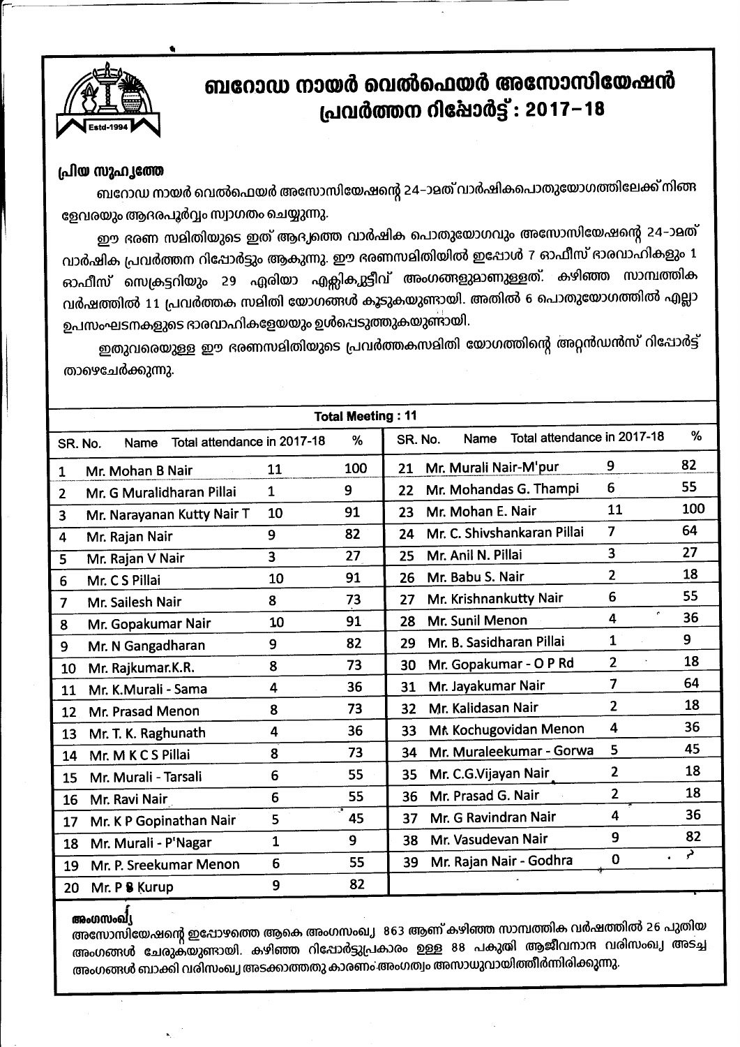# ബറോഡ നായർ വെൽഫെയർ അസോസിയേഷൻ
## പ്രവർത്തന റിപ്പോർട്ട് : 2017-18

Estd-1994

### പ്രിയ സുഹൃത്തേ

ബറോഡ നായർ വെൽഫെയർ അസോസിയേഷന്റെ 24-ാമത് വാർഷികപൊതുയോഗത്തിലേക്ക് നിങ്ങളേവരയും ആദരപൂർവ്വം സ്വാഗതം ചെയ്യുന്നു.

ഈ ഭരണ സമിതിയുടെ ഇത് ആദ്യത്തെ വാർഷിക പൊതുയോഗവും അസോസിയേഷന്റെ 24-ാമത് വാർഷിക പ്രവർത്തന റിപ്പോർട്ടും ആകുന്നു. ഈ ഭരണസമിതിയിൽ ഇപ്പോൾ 7 ഓഫീസ് ഭാരവാഹികളും 1 ഓഫീസ് സെക്രട്ടറിയും 29 എരിയാ എക്സിക്യൂട്ടീവ് അംഗങ്ങളുമാണുള്ളത്. കഴിഞ്ഞ സാമ്പത്തിക വർഷത്തിൽ 11 പ്രവർത്തക സമിതി യോഗങ്ങൾ കൂടുകയുണ്ടായി. അതിൽ 6 പൊതുയോഗത്തിൽ എല്ലാ ഉപസംഘടനകളുടെ ഭാരവാഹികളേയും ഉൾപ്പെടുത്തുകയുണ്ടായി.

ഇതുവരെയുള്ള ഈ ഭരണസമിതിയുടെ പ്രവർത്തകസമിതി യോഗത്തിന്റെ അറ്റൻഡൻസ് റിപ്പോർട്ട് താഴെചേർക്കുന്നു.

**Total Meeting : 11**

| SR. No. | Name | Total attendance in 2017-18 | % | SR. No. | Name | Total attendance in 2017-18 | % |
|---|---|---|---|---|---|---|---|
| 1 | Mr. Mohan B Nair | 11 | 100 | 21 | Mr. Murali Nair-M'pur | 9 | 82 |
| 2 | Mr. G Muralidharan Pillai | 1 | 9 | 22 | Mr. Mohandas G. Thampi | 6 | 55 |
| 3 | Mr. Narayanan Kutty Nair T | 10 | 91 | 23 | Mr. Mohan E. Nair | 11 | 100 |
| 4 | Mr. Rajan Nair | 9 | 82 | 24 | Mr. C. Shivshankaran Pillai | 7 | 64 |
| 5 | Mr. Rajan V Nair | 3 | 27 | 25 | Mr. Anil N. Pillai | 3 | 27 |
| 6 | Mr. C S Pillai | 10 | 91 | 26 | Mr. Babu S. Nair | 2 | 18 |
| 7 | Mr. Sailesh Nair | 8 | 73 | 27 | Mr. Krishnankutty Nair | 6 | 55 |
| 8 | Mr. Gopakumar Nair | 10 | 91 | 28 | Mr. Sunil Menon | 4 | 36 |
| 9 | Mr. N Gangadharan | 9 | 82 | 29 | Mr. B. Sasidharan Pillai | 1 | 9 |
| 10 | Mr. Rajkumar.K.R. | 8 | 73 | 30 | Mr. Gopakumar - O P Rd | 2 | 18 |
| 11 | Mr. K.Murali - Sama | 4 | 36 | 31 | Mr. Jayakumar Nair | 7 | 64 |
| 12 | Mr. Prasad Menon | 8 | 73 | 32 | Mr. Kalidasan Nair | 2 | 18 |
| 13 | Mr. T. K. Raghunath | 4 | 36 | 33 | Mr. Kochugovidan Menon | 4 | 36 |
| 14 | Mr. M K C S Pillai | 8 | 73 | 34 | Mr. Muraleekumar - Gorwa | 5 | 45 |
| 15 | Mr. Murali - Tarsali | 6 | 55 | 35 | Mr. C.G.Vijayan Nair | 2 | 18 |
| 16 | Mr. Ravi Nair | 6 | 55 | 36 | Mr. Prasad G. Nair | 2 | 18 |
| 17 | Mr. K P Gopinathan Nair | 5 | 45 | 37 | Mr. G Ravindran Nair | 4 | 36 |
| 18 | Mr. Murali - P'Nagar | 1 | 9 | 38 | Mr. Vasudevan Nair | 9 | 82 |
| 19 | Mr. P. Sreekumar Menon | 6 | 55 | 39 | Mr. Rajan Nair - Godhra | 0 | - |
| 20 | Mr. P S Kurup | 9 | 82 | | | | |

### അംഗസംഖ്യ

അസോസിയേഷന്റെ ഇപ്പോഴത്തെ ആകെ അംഗസംഖ്യ 863 ആണ് കഴിഞ്ഞ സാമ്പത്തിക വർഷത്തിൽ 26 പുതിയ അംഗങ്ങൾ ചേരുകയുണ്ടായി. കഴിഞ്ഞ റിപ്പോർട്ടുപ്രകാരം ഉള്ള 88 പകുതി ആജീവനാന്ത വരിസംഖ്യ അടച്ച അംഗങ്ങൾ ബാക്കി വരിസംഖ്യ അടക്കാത്തതു കാരണം അംഗത്വം അസാധുവായിത്തീർന്നിരിക്കുന്നു.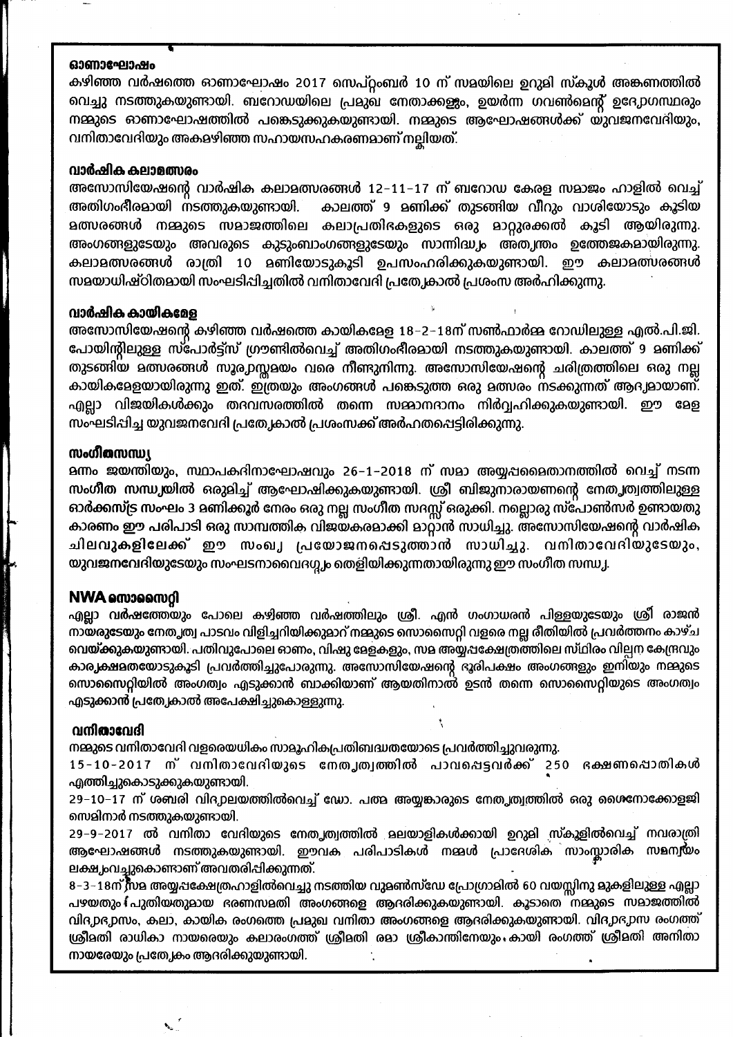### ഓണാഘോഷം

കഴിഞ്ഞ വർഷത്തെ ഓണാഘോഷം 2017 സെപ്റ്റംബർ 10 ന് സമയിലെ ഉറുമി സ്കൂൾ അങ്കണത്തിൽ വെച്ചു നടത്തുകയുണ്ടായി. ബറോഡയിലെ പ്രമുഖ നേതാക്കളും, ഉയർന്ന ഗവൺമെന്റ് ഉദ്യോഗസ്ഥരും നമ്മുടെ ഓണാഘോഷത്തിൽ പങ്കെടുക്കുകയുണ്ടായി. നമ്മുടെ ആഘോഷങ്ങൾക്ക് യുവജനവേദിയും, വനിതാവേദിയും അകമഴിഞ്ഞ സഹായസഹകരണമാണ് നല്കിയത്.

### വാർഷിക കലാമത്സരം

അസോസിയേഷന്റെ വാർഷിക കലാമത്സരങ്ങൾ 12-11-17 ന് ബറോഡ കേരള സമാജം ഹാളിൽ വെച്ച് അതിഗംഭീരമായി നടത്തുകയുണ്ടായി. കാലത്ത് 9 മണിക്ക് തുടങ്ങിയ വീറും വാശിയോടും കൂടിയ മത്സരങ്ങൾ നമ്മുടെ സമാജത്തിലെ കലാപ്രതിഭകളുടെ ഒരു മാറ്റുരക്കൽ കൂടി ആയിരുന്നു. അംഗങ്ങളുടേയും അവരുടെ കുടുംബാംഗങ്ങളുടേയും സാന്നിദ്ധ്യം അത്യന്തം ഉത്തേജകമായിരുന്നു. കലാമത്സരങ്ങൾ രാത്രി 10 മണിയോടുകൂടി ഉപസംഹരിക്കുകയുണ്ടായി. ഈ കലാമത്സരങ്ങൾ സമയാധിഷ്ഠിതമായി സംഘടിപ്പിച്ചതിൽ വനിതാവേദി പ്രത്യേകാൽ പ്രശംസ അർഹിക്കുന്നു.

### വാർഷിക കായികമേള

അസോസിയേഷന്റെ കഴിഞ്ഞ വർഷത്തെ കായികമേള 18-2-18ന് സൺഫാർമ്മ റോഡിലുള്ള എൽ.പി.ജി. പോയിന്റിലുള്ള സ്പോർട്ട്സ് ഗ്രൗണ്ടിൽവെച്ച് അതിഗംഭീരമായി നടത്തുകയുണ്ടായി. കാലത്ത് 9 മണിക്ക് തുടങ്ങിയ മത്സരങ്ങൾ സൂര്യാസ്തമയം വരെ നീണ്ടുനിന്നു. അസോസിയേഷന്റെ ചരിത്രത്തിലെ ഒരു നല്ല കായികമേളയായിരുന്നു ഇത്. ഇത്രയും അംഗങ്ങൾ പങ്കെടുത്ത ഒരു മത്സരം നടക്കുന്നത് ആദ്യമായാണ്. എല്ലാ വിജയികൾക്കും തദവസരത്തിൽ തന്നെ സമ്മാനദാനം നിർവ്വഹിക്കുകയുണ്ടായി. ഈ മേള സംഘടിപ്പിച്ച യുവജനവേദി പ്രത്യേകാൽ പ്രശംസക്ക് അർഹതപ്പെട്ടിരിക്കുന്നു.

### സംഗീതസന്ധ്യ

മന്നം ജയന്തിയും, സ്ഥാപകദിനാഘോഷവും 26-1-2018 ന് സമാ അയ്യപ്പമൈതാനത്തിൽ വെച്ച് നടന്ന സംഗീത സന്ധ്യയിൽ ഒരുമിച്ച് ആഘോഷിക്കുകയുണ്ടായി. ശ്രീ ബിജുനാരായണന്റെ നേതൃത്വത്തിലുള്ള ഓർക്കസ്ട്ര സംഘം 3 മണിക്കൂർ നേരം ഒരു നല്ല സംഗീത സദസ്സ് ഒരുക്കി. നല്ലൊരു സ്പോൺസർ ഉണ്ടായതു കാരണം ഈ പരിപാടി ഒരു സാമ്പത്തിക വിജയകരമാക്കി മാറ്റാൻ സാധിച്ചു. അസോസിയേഷന്റെ വാർഷിക ചിലവുകളിലേക്ക് ഈ സംഖ്യ പ്രയോജനപ്പെടുത്താൻ സാധിച്ചു. വനിതാവേദിയുടേയും, യുവജനവേദിയുടേയും സംഘടനാവൈദഗ്ദ്ധ്യം തെളിയിക്കുന്നതായിരുന്നു ഈ സംഗീത സന്ധ്യ.

### NWA സൊസൈറ്റി

എല്ലാ വർഷത്തേയും പോലെ കഴിഞ്ഞ വർഷത്തിലും ശ്രീ. എൻ ഗംഗാധരൻ പിള്ളയുടേയും ശ്രീ രാജൻ നായരുടേയും നേതൃത്വ പാടവം വിളിച്ചറിയിക്കുമാറ് നമ്മുടെ സൊസൈറ്റി വളരെ നല്ല രീതിയിൽ പ്രവർത്തനം കാഴ്ച വെയ്ക്കുകയുണ്ടായി. പതിവുപോലെ ഓണം, വിഷു മേളകളും, സമ അയ്യപ്പക്ഷേത്രത്തിലെ സ്ഥിരം വില്പന കേന്ദ്രവും കാര്യക്ഷമതയോടുകൂടി പ്രവർത്തിച്ചുപോരുന്നു. അസോസിയേഷന്റെ ഭൂരിപക്ഷം അംഗങ്ങളും ഇനിയും നമ്മുടെ സൊസൈറ്റിയിൽ അംഗത്വം എടുക്കാൻ ബാക്കിയാണ് ആയതിനാൽ ഉടൻ തന്നെ സൊസൈറ്റിയുടെ അംഗത്വം എടുക്കാൻ പ്രത്യേകാൽ അപേക്ഷിച്ചുകൊള്ളുന്നു.

### വനിതാവേദി

നമ്മുടെ വനിതാവേദി വളരെയധികം സാമൂഹികപ്രതിബദ്ധതയോടെ പ്രവർത്തിച്ചുവരുന്നു.

15-10-2017 ന് വനിതാവേദിയുടെ നേതൃത്വത്തിൽ പാവപ്പെട്ടവർക്ക് 250 ഭക്ഷണപ്പൊതികൾ എത്തിച്ചുകൊടുക്കുകയുണ്ടായി.

29-10-17 ന് ശബരി വിദ്യാലയത്തിൽവെച്ച് ഡോ. പത്മ അയ്യങ്കാരുടെ നേതൃത്വത്തിൽ ഒരു ഗൈനോക്കോളജി സെമിനാർ നടത്തുകയുണ്ടായി.

29-9-2017 ൽ വനിതാ വേദിയുടെ നേതൃത്വത്തിൽ മലയാളികൾക്കായി ഉറുമി സ്കൂളിൽവെച്ച് നവരാത്രി ആഘോഷങ്ങൾ നടത്തുകയുണ്ടായി. ഈവക പരിപാടികൾ നമ്മൾ പ്രാദേശിക സാംസ്കാരിക സമന്വയം ലക്ഷ്യംവച്ചുകൊണ്ടാണ് അവതരിപ്പിക്കുന്നത്.

8-3-18ന് സമ അയ്യപ്പക്ഷേത്രഹാളിൽവെച്ചു നടത്തിയ വുമൺസ്ഡേ പ്രോഗ്രാമിൽ 60 വയസ്സിനു മുകളിലുള്ള എല്ലാ പഴയതും പുതിയതുമായ ഭരണസമതി അംഗങ്ങളെ ആദരിക്കുകയുണ്ടായി. കൂടാതെ നമ്മുടെ സമാജത്തിൽ വിദ്യാഭ്യാസം, കലാ, കായിക രംഗത്തെ പ്രമുഖ വനിതാ അംഗങ്ങളെ ആദരിക്കുകയുണ്ടായി. വിദ്യാഭ്യാസ രംഗത്ത് ശ്രീമതി രാധികാ നായരെയും കലാരംഗത്ത് ശ്രീമതി രമാ ശ്രീകാന്തിനേയും, കായി രംഗത്ത് ശ്രീമതി അനിതാ നായരേയും പ്രത്യേകം ആദരിക്കുയുണ്ടായി.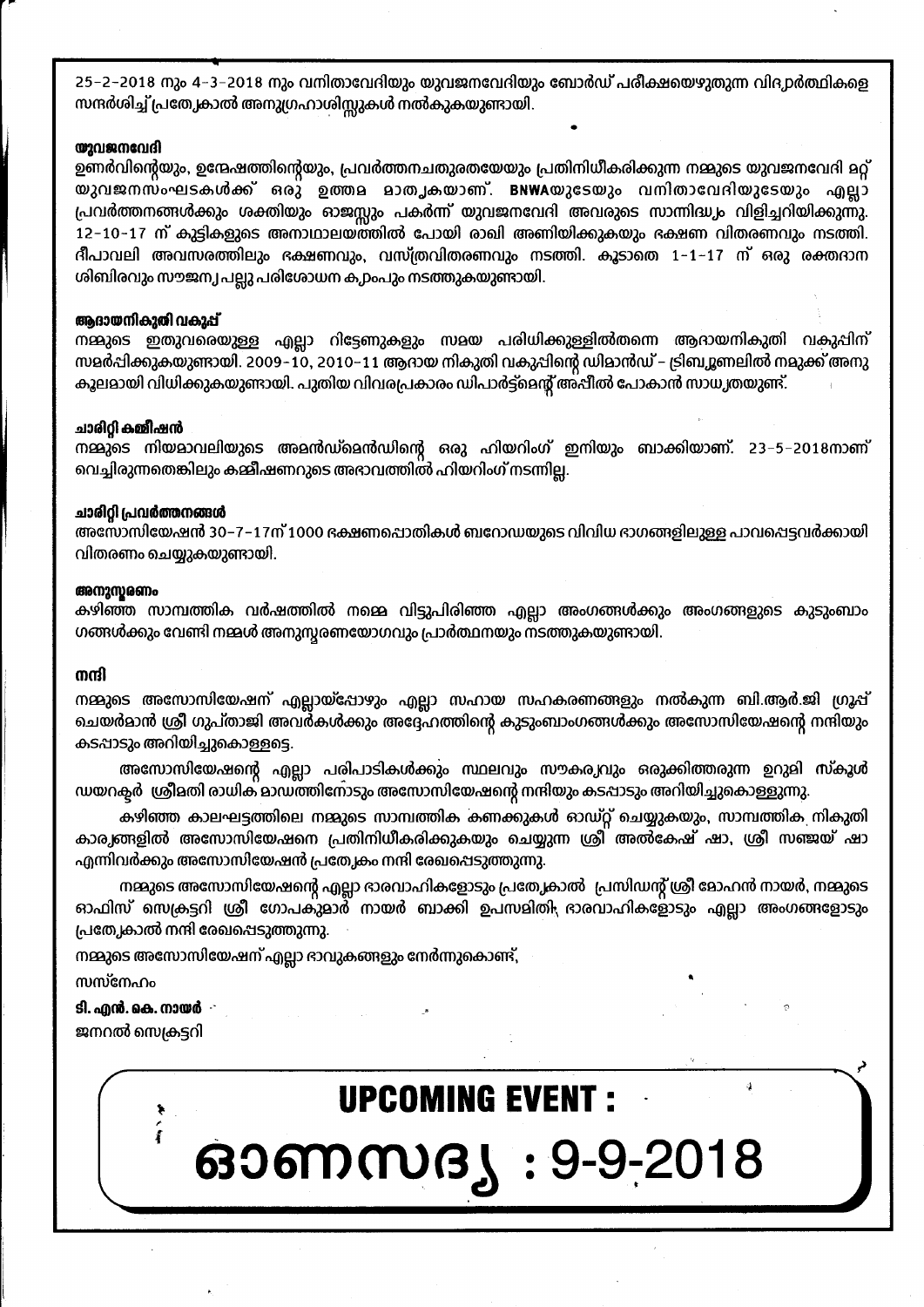25-2-2018 നും 4-3-2018 നും വനിതാവേദിയും യുവജനവേദിയും ബോർഡ് പരീക്ഷയെഴുതുന്ന വിദ്യാർത്ഥികളെ സന്ദർശിച്ച് പ്രത്യേകാൽ അനുഗ്രഹാശിസ്സുകൾ നൽകുകയുണ്ടായി.

**യുവജനവേദി**

ഉണർവിന്റെയും, ഉന്മേഷത്തിന്റെയും, പ്രവർത്തനചതുരതയേയും പ്രതിനിധീകരിക്കുന്ന നമ്മുടെ യുവജനവേദി മറ്റ് യുവജനസംഘടകൾക്ക് ഒരു ഉത്തമ മാതൃകയാണ്. **BNWA**യുടേയും വനിതാവേദിയുടേയും എല്ലാ പ്രവർത്തനങ്ങൾക്കും ശക്തിയും ഓജസ്സും പകർന്ന് യുവജനവേദി അവരുടെ സാന്നിദ്ധ്യം വിളിച്ചറിയിക്കുന്നു. 12-10-17 ന് കുട്ടികളുടെ അനാഥാലയത്തിൽ പോയി രാഖി അണിയിക്കുകയും ഭക്ഷണ വിതരണവും നടത്തി. ദീപാവലി അവസരത്തിലും ഭക്ഷണവും, വസ്ത്രവിതരണവും നടത്തി. കൂടാതെ 1-1-17 ന് ഒരു രക്തദാന ശിബിരവും സൗജന്യ പല്ലു പരിശോധന ക്യാംപും നടത്തുകയുണ്ടായി.

**ആദായനികുതി വകുപ്പ്**

നമ്മുടെ ഇതുവരെയുള്ള എല്ലാ റിട്ടേണുകളും സമയ പരിധിക്കുള്ളിൽതന്നെ ആദായനികുതി വകുപ്പിന് സമർപ്പിക്കുകയുണ്ടായി. 2009-10, 2010-11 ആദായ നികുതി വകുപ്പിന്റെ ഡിമാൻഡ് - ട്രിബ്യൂണലിൽ നമുക്ക് അനുകൂലമായി വിധിക്കുകയുണ്ടായി. പുതിയ വിവരപ്രകാരം ഡിപാർട്ട്മെന്റ് അപ്പീൽ പോകാൻ സാധ്യതയുണ്ട്.

**ചാരിറ്റി കമ്മീഷൻ**

നമ്മുടെ നിയമാവലിയുടെ അമൻഡ്മെൻഡിന്റെ ഒരു ഹിയറിംഗ് ഇനിയും ബാക്കിയാണ്. 23-5-2018നാണ് വെച്ചിരുന്നതെങ്കിലും കമ്മീഷണറുടെ അഭാവത്തിൽ ഹിയറിംഗ് നടന്നില്ല.

**ചാരിറ്റി പ്രവർത്തനങ്ങൾ**

അസോസിയേഷൻ 30-7-17ന് 1000 ഭക്ഷണപ്പൊതികൾ ബറോഡയുടെ വിവിധ ഭാഗങ്ങളിലുള്ള പാവപ്പെട്ടവർക്കായി വിതരണം ചെയ്യുകയുണ്ടായി.

**അനുസ്മരണം**

കഴിഞ്ഞ സാമ്പത്തിക വർഷത്തിൽ നമ്മെ വിട്ടുപിരിഞ്ഞ എല്ലാ അംഗങ്ങൾക്കും അംഗങ്ങളുടെ കുടുംബാംഗങ്ങൾക്കും വേണ്ടി നമ്മൾ അനുസ്മരണയോഗവും പ്രാർത്ഥനയും നടത്തുകയുണ്ടായി.

**നന്ദി**

നമ്മുടെ അസോസിയേഷന് എല്ലായ്പ്പോഴും എല്ലാ സഹായ സഹകരണങ്ങളും നൽകുന്ന ബി.ആർ.ജി ഗ്രൂപ്പ് ചെയർമാൻ ശ്രീ ഗുപ്താജി അവർകൾക്കും അദ്ദേഹത്തിന്റെ കുടുംബാംഗങ്ങൾക്കും അസോസിയേഷന്റെ നന്ദിയും കടപ്പാടും അറിയിച്ചുകൊള്ളട്ടെ.

അസോസിയേഷന്റെ എല്ലാ പരിപാടികൾക്കും സ്ഥലവും സൗകര്യവും ഒരുക്കിത്തരുന്ന ഉറുമി സ്കൂൾ ഡയറക്ടർ ശ്രീമതി രാധിക മാഡത്തിനോടും അസോസിയേഷന്റെ നന്ദിയും കടപ്പാടും അറിയിച്ചുകൊള്ളുന്നു.

കഴിഞ്ഞ കാലഘട്ടത്തിലെ നമ്മുടെ സാമ്പത്തിക കണക്കുകൾ ഓഡിറ്റ് ചെയ്യുകയും, സാമ്പത്തിക നികുതി കാര്യങ്ങളിൽ അസോസിയേഷനെ പ്രതിനിധീകരിക്കുകയും ചെയ്യുന്ന ശ്രീ അൽകേഷ് ഷാ, ശ്രീ സഞ്ജയ് ഷാ എന്നിവർക്കും അസോസിയേഷൻ പ്രത്യേകം നന്ദി രേഖപ്പെടുത്തുന്നു.

നമ്മുടെ അസോസിയേഷന്റെ എല്ലാ ഭാരവാഹികളോടും പ്രത്യേകാൽ പ്രസിഡന്റ് ശ്രീ മോഹൻ നായർ, നമ്മുടെ ഓഫിസ് സെക്രട്ടറി ശ്രീ ഗോപകുമാർ നായർ ബാക്കി ഉപസമിതി ഭാരവാഹികളോടും എല്ലാ അംഗങ്ങളോടും പ്രത്യേകാൽ നന്ദി രേഖപ്പെടുത്തുന്നു.

നമ്മുടെ അസോസിയേഷന് എല്ലാ ഭാവുകങ്ങളും നേർന്നുകൊണ്ട്,

സസ്നേഹം

**ടി. എൻ. കെ. നായർ**

ജനറൽ സെക്രട്ടറി

## UPCOMING EVENT :

# ഓണസദ്യ : 9-9-2018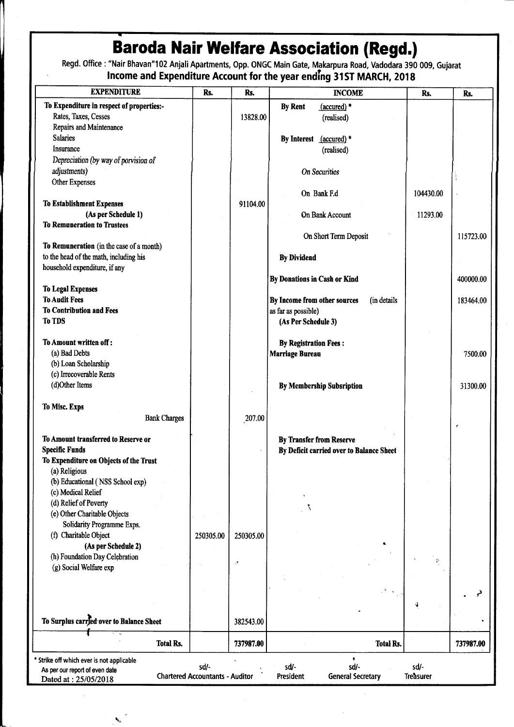# Baroda Nair Welfare Association (Regd.)

Regd. Office : "Nair Bhavan"102 Anjali Apartments, Opp. ONGC Main Gate, Makarpura Road, Vadodara 390 009, Gujarat

## Income and Expenditure Account for the year ending 31ST MARCH, 2018

| EXPENDITURE | Rs. | Rs. | INCOME | Rs. | Rs. |
|---|---|---|---|---|---|
| **To Expenditure in respect of properties:-** | | | **By Rent** (accured) * | | |
| Rates, Taxes, Cesses | | 13828.00 | (realised) | | |
| Repairs and Maintenance | | | | | |
| Salaries | | | **By Interest** (accured) * | | |
| Insurance | | | (realised) | | |
| *Depreciation (by way of porvision of adjustments)* | | | *On Securities* | | |
| Other Expenses | | | | | |
| | | | On Bank F.d | 104430.00 | |
| **To Establishment Expenses** | | 91104.00 | | | |
| **(As per Schedule 1)** | | | On Bank Account | 11293.00 | |
| **To Remuneration to Trustees** | | | | | |
| | | | On Short Term Deposit | | 115723.00 |
| **To Remuneration** (in the case of a month) to the head of the math, including his household expenditure, if any | | | **By Dividend** | | |
| | | | **By Donations in Cash or Kind** | | 400000.00 |
| **To Legal Expenses** | | | | | |
| **To Audit Fees** | | | **By Income from other sources** (in details as far as possible) | | 183464.00 |
| **To Contribution and Fees** | | | | | |
| **To TDS** | | | **(As Per Schedule 3)** | | |
| **To Amount written off :** | | | **By Registration Fees :** | | |
| (a) Bad Debts | | | **Marriage Bureau** | | 7500.00 |
| (b) Loan Scholarship | | | | | |
| (c) Irrecoverable Rents | | | | | |
| (d)Other Items | | | **By Membership Subsription** | | 31300.00 |
| **To Misc. Exps** | | | | | |
| Bank Charges | | 207.00 | | | |
| **To Amount transferred to Reserve or Specific Funds** | | | **By Transfer from Reserve** | | |
| | | | **By Deficit carried over to Balance Sheet** | | |
| **To Expenditure on Objects of the Trust** | | | | | |
| (a) Religious | | | | | |
| (b) Educational ( NSS School exp) | | | | | |
| (c) Medical Relief | | | | | |
| (d) Relief of Poverty | | | | | |
| (e) Other Charitable Objects | | | | | |
| Solidarity Programme Exps. | | | | | |
| (f) Charitable Object | 250305.00 | 250305.00 | | | |
| **(As per Schedule 2)** | | | | | |
| (h) Foundation Day Celebration | | | | | |
| (g) Social Welfare exp | | | | | |
| **To Surplus carried over to Balance Sheet** | | 382543.00 | | | |
| **Total Rs.** | | **737987.00** | **Total Rs.** | | **737987.00** |

\* Strike off which ever is not applicable

As per our report of even date

Dated at : 25/05/2018

| sd/- | sd/- | sd/- | sd/- |
|---|---|---|---|
| Chartered Accountants - Auditor | President | General Secretary | Treasurer |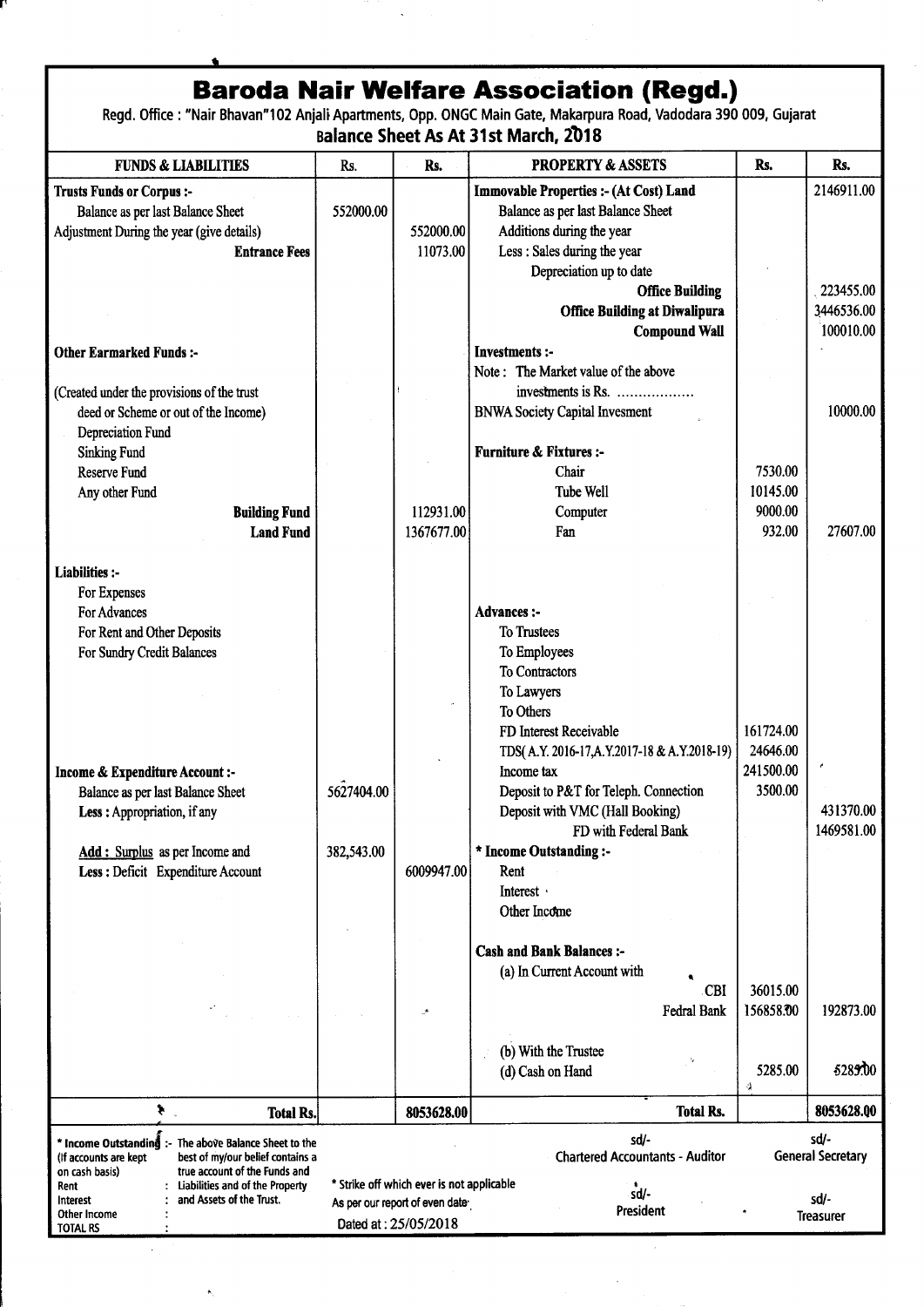# Baroda Nair Welfare Association (Regd.)

Regd. Office : "Nair Bhavan"102 Anjali Apartments, Opp. ONGC Main Gate, Makarpura Road, Vadodara 390 009, Gujarat

## Balance Sheet As At 31st March, 2018

| FUNDS & LIABILITIES | Rs. | Rs. | PROPERTY & ASSETS | Rs. | Rs. |
|---|---|---|---|---|---|
| **Trusts Funds or Corpus :-** | | | **Immovable Properties :- (At Cost) Land** | | 2146911.00 |
| Balance as per last Balance Sheet | 552000.00 | | Balance as per last Balance Sheet | | |
| Adjustment During the year (give details) | | 552000.00 | Additions during the year | | |
| **Entrance Fees** | | 11073.00 | Less : Sales during the year | | |
| | | | Depreciation up to date | | |
| | | | **Office Building** | | 223455.00 |
| | | | **Office Building at Diwalipura** | | 3446536.00 |
| | | | **Compound Wall** | | 100010.00 |
| **Other Earmarked Funds :-** | | | **Investments :-** | | |
| | | | Note : The Market value of the above | | |
| (Created under the provisions of the trust | | | investments is Rs. .................. | | |
| deed or Scheme or out of the Income) | | | BNWA Society Capital Invesment | | 10000.00 |
| Depreciation Fund | | | | | |
| Sinking Fund | | | **Furniture & Fixtures :-** | | |
| Reserve Fund | | | Chair | 7530.00 | |
| Any other Fund | | | Tube Well | 10145.00 | |
| **Building Fund** | | 112931.00 | Computer | 9000.00 | |
| **Land Fund** | | 1367677.00 | Fan | 932.00 | 27607.00 |
| **Liabilities :-** | | | | | |
| For Expenses | | | | | |
| For Advances | | | **Advances :-** | | |
| For Rent and Other Deposits | | | To Trustees | | |
| For Sundry Credit Balances | | | To Employees | | |
| | | | To Contractors | | |
| | | | To Lawyers | | |
| | | | To Others | | |
| | | | FD Interest Receivable | 161724.00 | |
| | | | TDS( A.Y. 2016-17,A.Y.2017-18 & A.Y.2018-19) | 24646.00 | |
| **Income & Expenditure Account :-** | | | Income tax | 241500.00 | |
| Balance as per last Balance Sheet | 5627404.00 | | Deposit to P&T for Teleph. Connection | 3500.00 | |
| **Less :** Appropriation, if any | | | Deposit with VMC (Hall Booking) | | 431370.00 |
| | | | FD with Federal Bank | | 1469581.00 |
| **Add : Surplus** as per Income and | 382,543.00 | | * **Income Outstanding :-** | | |
| **Less :** Deficit Expenditure Account | | 6009947.00 | Rent | | |
| | | | Interest | | |
| | | | Other Income | | |
| | | | **Cash and Bank Balances :-** | | |
| | | | (a) In Current Account with | | |
| | | | CBI | 36015.00 | |
| | | | Fedral Bank | 156858.00 | 192873.00 |
| | | | (b) With the Trustee | | |
| | | | (d) Cash on Hand | 5285.00 | 5285.00 |
| **Total Rs.** | | **8053628.00** | **Total Rs.** | | **8053628.00** |

* **Income Outstanding** (If accounts are kept on cash basis) :- Rent : Interest : Other Income : TOTAL RS :

The above Balance Sheet to the best of my/our belief contains a true account of the Funds and Liabilities and of the Property and Assets of the Trust.

\* Strike off which ever is not applicable

As per our report of even date

Dated at : 25/05/2018

sd/- Chartered Accountants - Auditor

sd/- General Secretary

sd/- President

sd/- Treasurer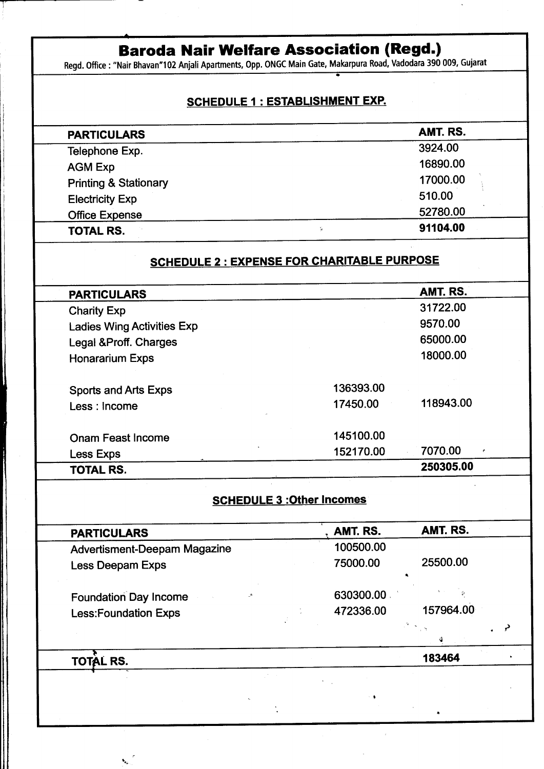# Baroda Nair Welfare Association (Regd.)

Regd. Office : "Nair Bhavan"102 Anjali Apartments, Opp. ONGC Main Gate, Makarpura Road, Vadodara 390 009, Gujarat

## SCHEDULE 1 : ESTABLISHMENT EXP.

| PARTICULARS | AMT. RS. |
|---|---|
| Telephone Exp. | 3924.00 |
| AGM Exp | 16890.00 |
| Printing & Stationary | 17000.00 |
| Electricity Exp | 510.00 |
| Office Expense | 52780.00 |
| **TOTAL RS.** | **91104.00** |

## SCHEDULE 2 : EXPENSE FOR CHARITABLE PURPOSE

| PARTICULARS | | AMT. RS. |
|---|---|---|
| Charity Exp | | 31722.00 |
| Ladies Wing Activities Exp | | 9570.00 |
| Legal &Proff. Charges | | 65000.00 |
| Honararium Exps | | 18000.00 |
| | | |
| Sports and Arts Exps | 136393.00 | |
| Less : Income | 17450.00 | 118943.00 |
| | | |
| Onam Feast Income | 145100.00 | |
| Less Exps | 152170.00 | 7070.00 |
| **TOTAL RS.** | | **250305.00** |

## SCHEDULE 3 :Other Incomes

| PARTICULARS | AMT. RS. | AMT. RS. |
|---|---|---|
| Advertisment-Deepam Magazine | 100500.00 | |
| Less Deepam Exps | 75000.00 | 25500.00 |
| | | |
| Foundation Day Income | 630300.00 | |
| Less:Foundation Exps | 472336.00 | 157964.00 |
| | | |
| **TOTAL RS.** | | **183464** |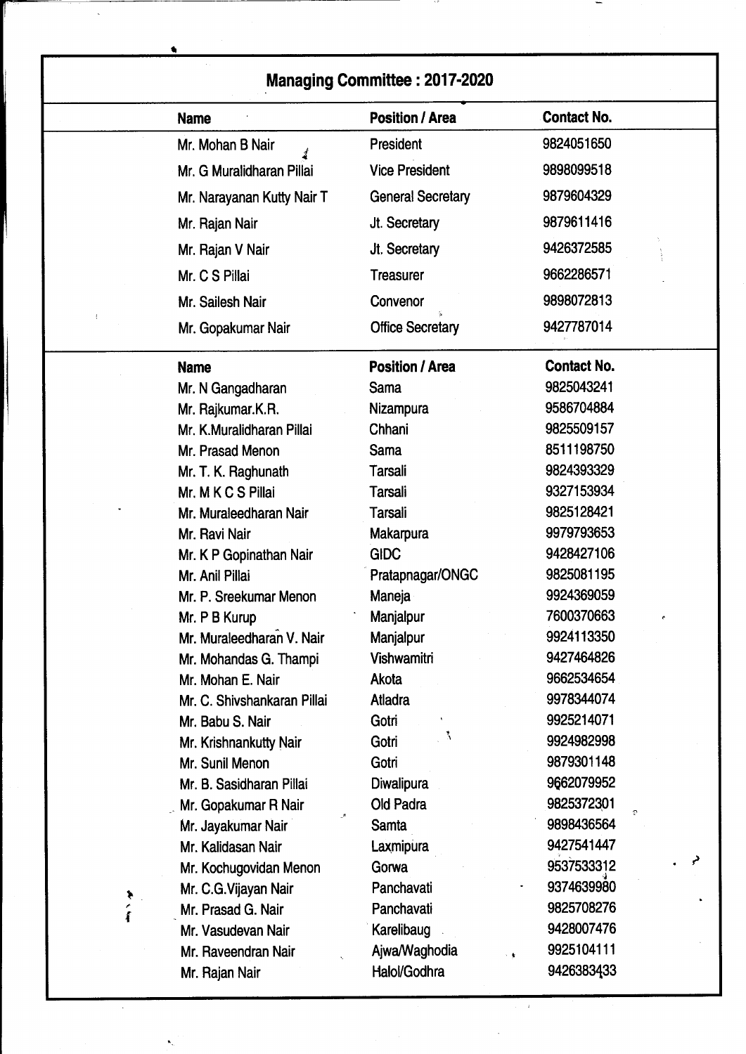## Managing Committee : 2017-2020

| Name | Position / Area | Contact No. |
|---|---|---|
| Mr. Mohan B Nair | President | 9824051650 |
| Mr. G Muralidharan Pillai | Vice President | 9898099518 |
| Mr. Narayanan Kutty Nair T | General Secretary | 9879604329 |
| Mr. Rajan Nair | Jt. Secretary | 9879611416 |
| Mr. Rajan V Nair | Jt. Secretary | 9426372585 |
| Mr. C S Pillai | Treasurer | 9662286571 |
| Mr. Sailesh Nair | Convenor | 9898072813 |
| Mr. Gopakumar Nair | Office Secretary | 9427787014 |

| Name | Position / Area | Contact No. |
|---|---|---|
| Mr. N Gangadharan | Sama | 9825043241 |
| Mr. Rajkumar.K.R. | Nizampura | 9586704884 |
| Mr. K.Muralidharan Pillai | Chhani | 9825509157 |
| Mr. Prasad Menon | Sama | 8511198750 |
| Mr. T. K. Raghunath | Tarsali | 9824393329 |
| Mr. M K C S Pillai | Tarsali | 9327153934 |
| Mr. Muraleedharan Nair | Tarsali | 9825128421 |
| Mr. Ravi Nair | Makarpura | 9979793653 |
| Mr. K P Gopinathan Nair | GIDC | 9428427106 |
| Mr. Anil Pillai | Pratapnagar/ONGC | 9825081195 |
| Mr. P. Sreekumar Menon | Maneja | 9924369059 |
| Mr. P B Kurup | Manjalpur | 7600370663 |
| Mr. Muraleedharan V. Nair | Manjalpur | 9924113350 |
| Mr. Mohandas G. Thampi | Vishwamitri | 9427464826 |
| Mr. Mohan E. Nair | Akota | 9662534654 |
| Mr. C. Shivshankaran Pillai | Atladra | 9978344074 |
| Mr. Babu S. Nair | Gotri | 9925214071 |
| Mr. Krishnankutty Nair | Gotri | 9924982998 |
| Mr. Sunil Menon | Gotri | 9879301148 |
| Mr. B. Sasidharan Pillai | Diwalipura | 9662079952 |
| Mr. Gopakumar R Nair | Old Padra | 9825372301 |
| Mr. Jayakumar Nair | Samta | 9898436564 |
| Mr. Kalidasan Nair | Laxmipura | 9427541447 |
| Mr. Kochugovidan Menon | Gorwa | 9537533312 |
| Mr. C.G.Vijayan Nair | Panchavati | 9374639980 |
| Mr. Prasad G. Nair | Panchavati | 9825708276 |
| Mr. Vasudevan Nair | Karelibaug | 9428007476 |
| Mr. Raveendran Nair | Ajwa/Waghodia | 9925104111 |
| Mr. Rajan Nair | Halol/Godhra | 9426383433 |